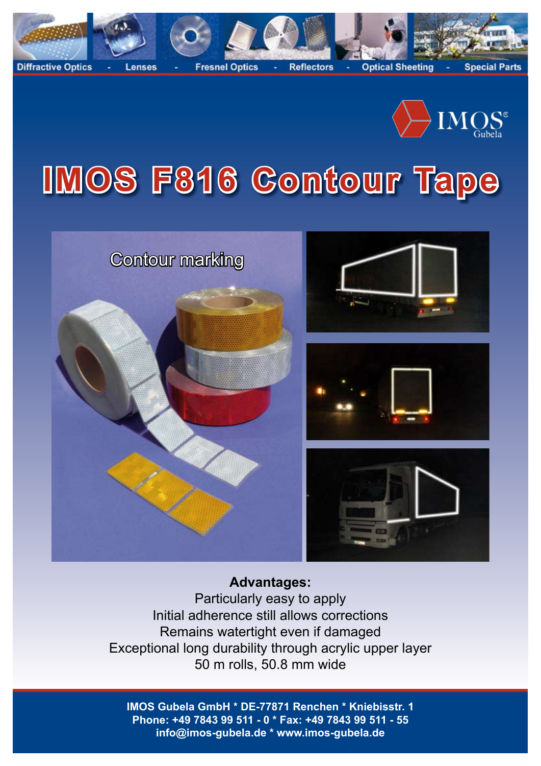Diffractive Optics - Lenses - Fresnel Optics - Reflectors - Optical Sheeting - Special Parts

IMOS® Gubela

# IMOS F816 Contour Tape

Contour marking

**Advantages:**

Particularly easy to apply
Initial adherence still allows corrections
Remains watertight even if damaged
Exceptional long durability through acrylic upper layer
50 m rolls, 50.8 mm wide

**IMOS Gubela GmbH * DE-77871 Renchen * Kniebisstr. 1**
**Phone: +49 7843 99 511 - 0 * Fax: +49 7843 99 511 - 55**
**info@imos-gubela.de * www.imos-gubela.de**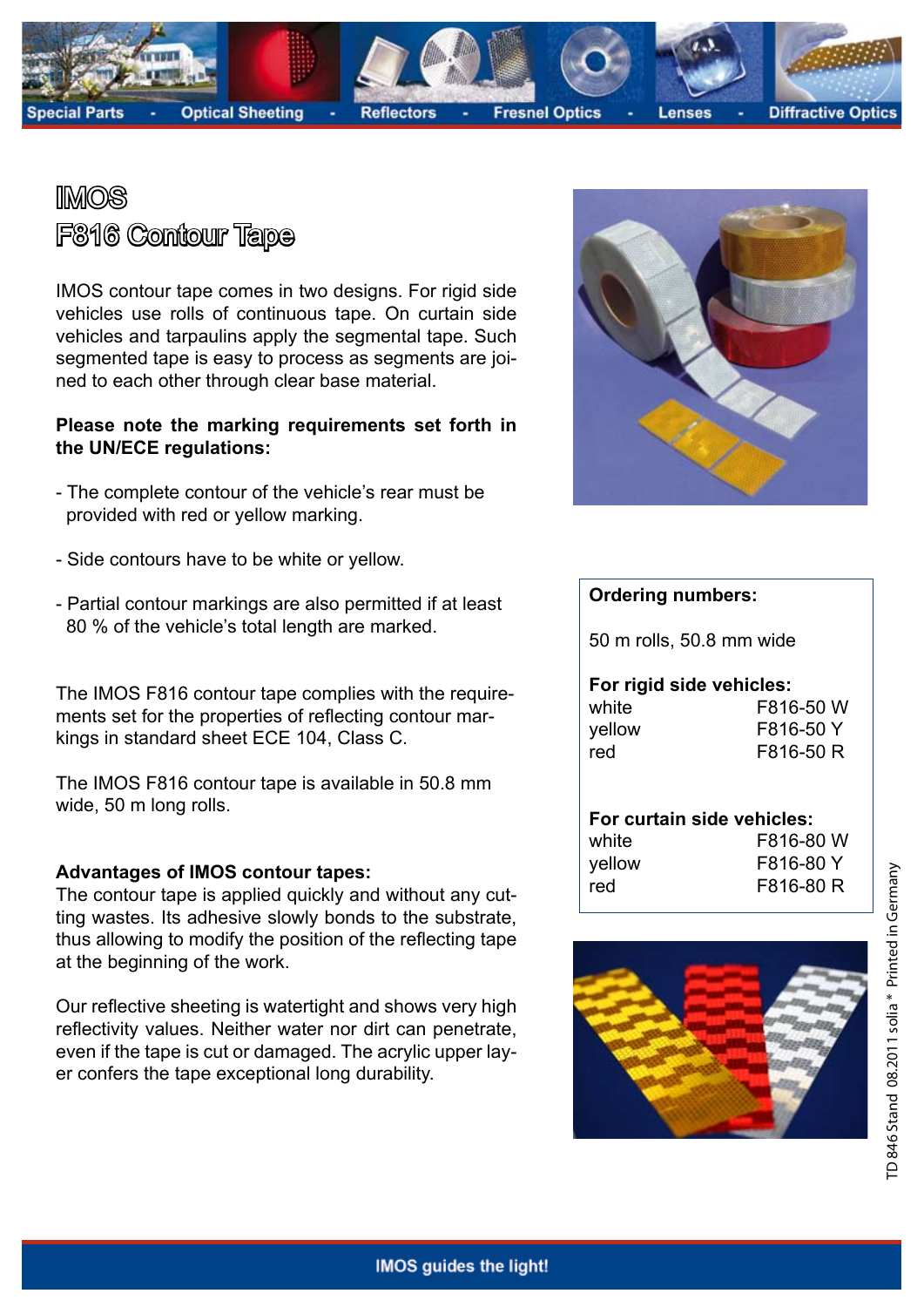# IMOS

# F816 Contour Tape

IMOS contour tape comes in two designs. For rigid side vehicles use rolls of continuous tape. On curtain side vehicles and tarpaulins apply the segmental tape. Such segmented tape is easy to process as segments are joined to each other through clear base material.

**Please note the marking requirements set forth in the UN/ECE regulations:**

- The complete contour of the vehicle's rear must be provided with red or yellow marking.
- Side contours have to be white or yellow.
- Partial contour markings are also permitted if at least 80 % of the vehicle's total length are marked.

The IMOS F816 contour tape complies with the requirements set for the properties of reflecting contour markings in standard sheet ECE 104, Class C.

The IMOS F816 contour tape is available in 50.8 mm wide, 50 m long rolls.

**Advantages of IMOS contour tapes:**

The contour tape is applied quickly and without any cutting wastes. Its adhesive slowly bonds to the substrate, thus allowing to modify the position of the reflecting tape at the beginning of the work.

Our reflective sheeting is watertight and shows very high reflectivity values. Neither water nor dirt can penetrate, even if the tape is cut or damaged. The acrylic upper layer confers the tape exceptional long durability.

**Ordering numbers:**

50 m rolls, 50.8 mm wide

**For rigid side vehicles:**

| | |
|---|---|
| white | F816-50 W |
| yellow | F816-50 Y |
| red | F816-50 R |

**For curtain side vehicles:**

| | |
|---|---|
| white | F816-80 W |
| yellow | F816-80 Y |
| red | F816-80 R |

TD 846 Stand 08.2011 solia * Printed in Germany

IMOS guides the light!